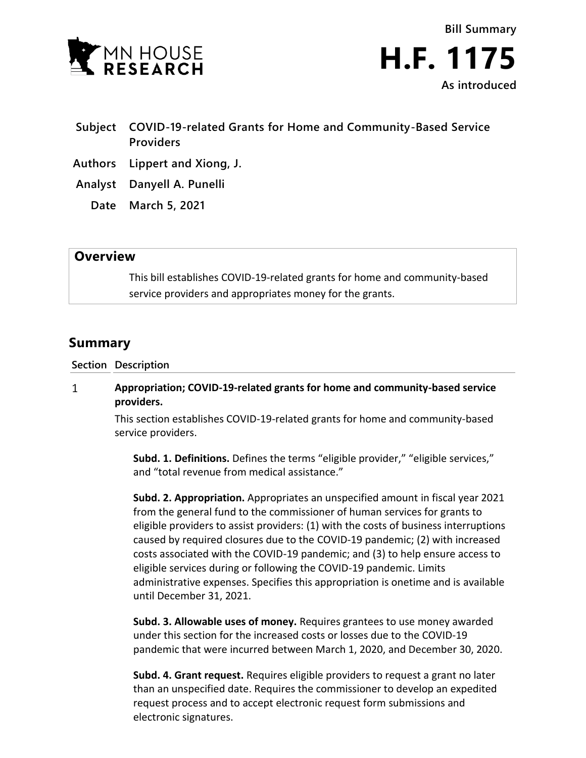MN HOUSE RESEARCH

**Bill Summary**

# H.F. 1175

**As introduced**

| | |
|---|---|
| **Subject** | **COVID-19-related Grants for Home and Community-Based Service Providers** |
| **Authors** | **Lippert and Xiong, J.** |
| **Analyst** | **Danyell A. Punelli** |
| **Date** | **March 5, 2021** |

## Overview

This bill establishes COVID-19-related grants for home and community-based service providers and appropriates money for the grants.

## Summary

| Section | Description |
|---|---|
| 1 | **Appropriation; COVID-19-related grants for home and community-based service providers.** |

This section establishes COVID-19-related grants for home and community-based service providers.

**Subd. 1. Definitions.** Defines the terms "eligible provider," "eligible services," and "total revenue from medical assistance."

**Subd. 2. Appropriation.** Appropriates an unspecified amount in fiscal year 2021 from the general fund to the commissioner of human services for grants to eligible providers to assist providers: (1) with the costs of business interruptions caused by required closures due to the COVID-19 pandemic; (2) with increased costs associated with the COVID-19 pandemic; and (3) to help ensure access to eligible services during or following the COVID-19 pandemic. Limits administrative expenses. Specifies this appropriation is onetime and is available until December 31, 2021.

**Subd. 3. Allowable uses of money.** Requires grantees to use money awarded under this section for the increased costs or losses due to the COVID-19 pandemic that were incurred between March 1, 2020, and December 30, 2020.

**Subd. 4. Grant request.** Requires eligible providers to request a grant no later than an unspecified date. Requires the commissioner to develop an expedited request process and to accept electronic request form submissions and electronic signatures.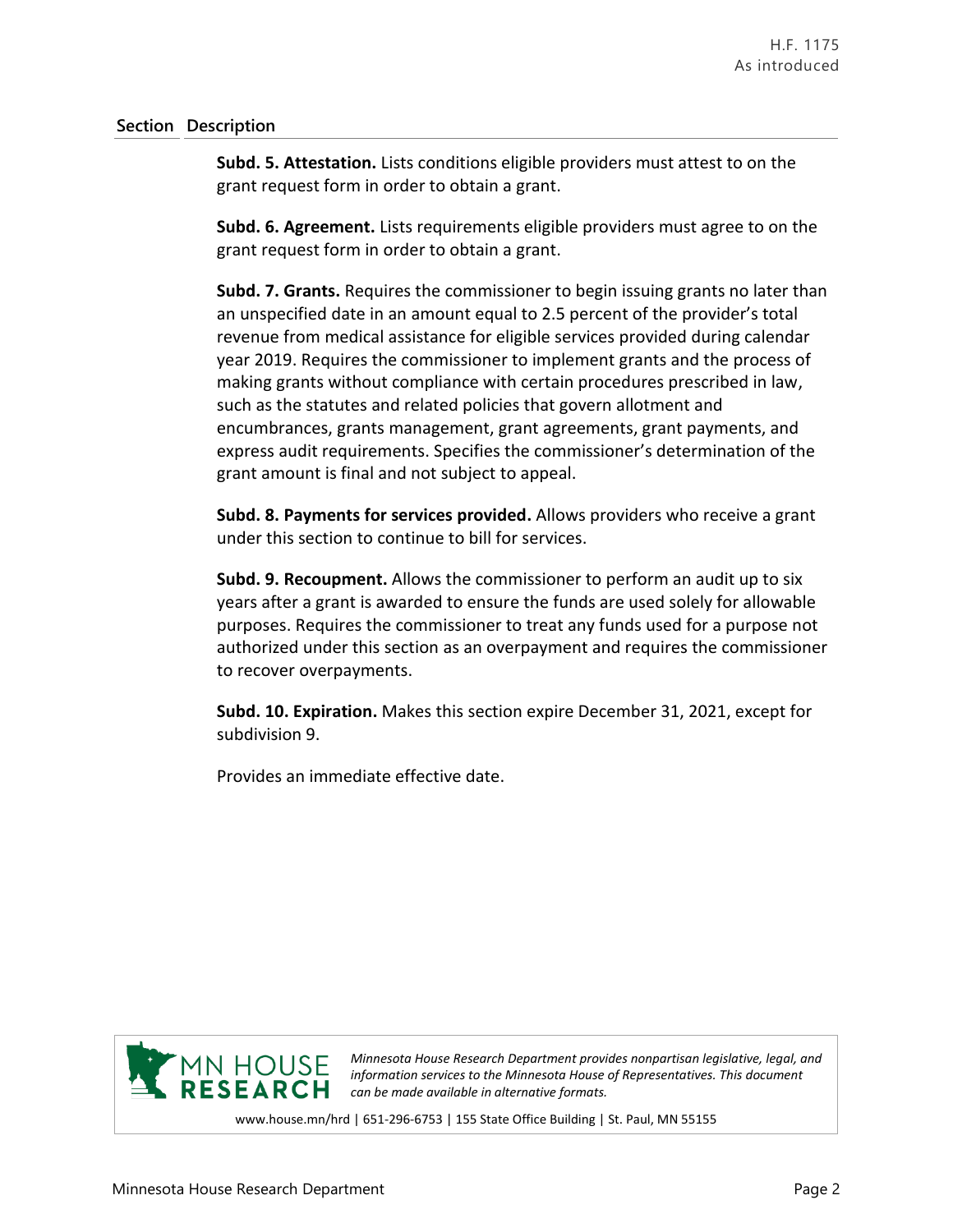| Section | Description |
|---|---|
| | **Subd. 5. Attestation.** Lists conditions eligible providers must attest to on the grant request form in order to obtain a grant. |
| | **Subd. 6. Agreement.** Lists requirements eligible providers must agree to on the grant request form in order to obtain a grant. |
| | **Subd. 7. Grants.** Requires the commissioner to begin issuing grants no later than an unspecified date in an amount equal to 2.5 percent of the provider's total revenue from medical assistance for eligible services provided during calendar year 2019. Requires the commissioner to implement grants and the process of making grants without compliance with certain procedures prescribed in law, such as the statutes and related policies that govern allotment and encumbrances, grants management, grant agreements, grant payments, and express audit requirements. Specifies the commissioner's determination of the grant amount is final and not subject to appeal. |
| | **Subd. 8. Payments for services provided.** Allows providers who receive a grant under this section to continue to bill for services. |
| | **Subd. 9. Recoupment.** Allows the commissioner to perform an audit up to six years after a grant is awarded to ensure the funds are used solely for allowable purposes. Requires the commissioner to treat any funds used for a purpose not authorized under this section as an overpayment and requires the commissioner to recover overpayments. |
| | **Subd. 10. Expiration.** Makes this section expire December 31, 2021, except for subdivision 9. |
| | Provides an immediate effective date. |

MN HOUSE RESEARCH

*Minnesota House Research Department provides nonpartisan legislative, legal, and information services to the Minnesota House of Representatives. This document can be made available in alternative formats.*

www.house.mn/hrd | 651-296-6753 | 155 State Office Building | St. Paul, MN 55155